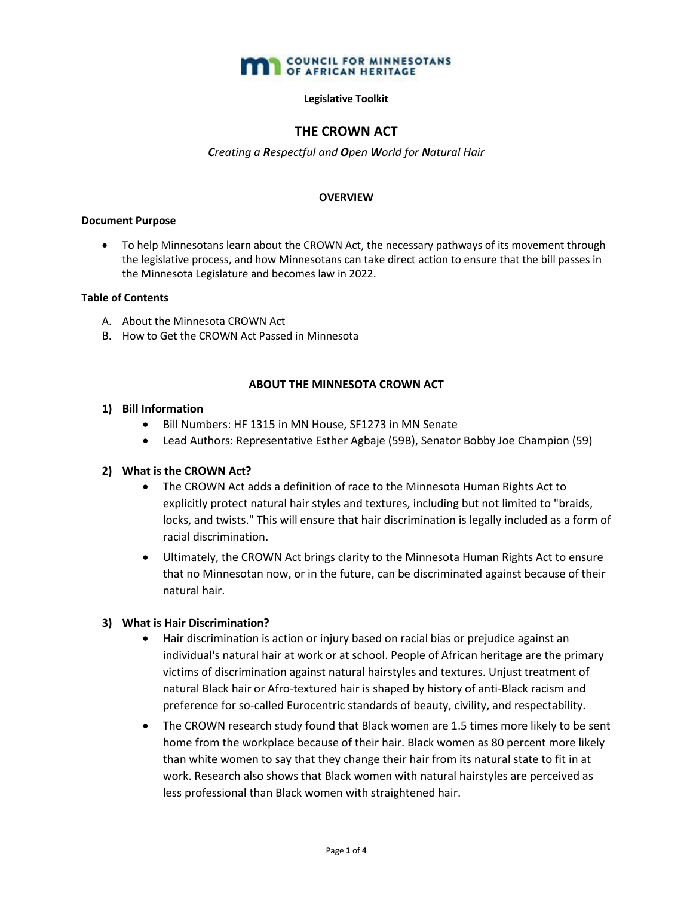**COUNCIL FOR MINNESOTANS OF AFRICAN HERITAGE**

**Legislative Toolkit**

# THE CROWN ACT

***C**reating a **R**espectful and **O**pen **W**orld for **N**atural Hair*

## OVERVIEW

**Document Purpose**

- To help Minnesotans learn about the CROWN Act, the necessary pathways of its movement through the legislative process, and how Minnesotans can take direct action to ensure that the bill passes in the Minnesota Legislature and becomes law in 2022.

**Table of Contents**

A. About the Minnesota CROWN Act
B. How to Get the CROWN Act Passed in Minnesota

## ABOUT THE MINNESOTA CROWN ACT

### 1) Bill Information

- Bill Numbers: HF 1315 in MN House, SF1273 in MN Senate
- Lead Authors: Representative Esther Agbaje (59B), Senator Bobby Joe Champion (59)

### 2) What is the CROWN Act?

- The CROWN Act adds a definition of race to the Minnesota Human Rights Act to explicitly protect natural hair styles and textures, including but not limited to "braids, locks, and twists." This will ensure that hair discrimination is legally included as a form of racial discrimination.
- Ultimately, the CROWN Act brings clarity to the Minnesota Human Rights Act to ensure that no Minnesotan now, or in the future, can be discriminated against because of their natural hair.

### 3) What is Hair Discrimination?

- Hair discrimination is action or injury based on racial bias or prejudice against an individual's natural hair at work or at school. People of African heritage are the primary victims of discrimination against natural hairstyles and textures. Unjust treatment of natural Black hair or Afro-textured hair is shaped by history of anti-Black racism and preference for so-called Eurocentric standards of beauty, civility, and respectability.
- The CROWN research study found that Black women are 1.5 times more likely to be sent home from the workplace because of their hair. Black women as 80 percent more likely than white women to say that they change their hair from its natural state to fit in at work. Research also shows that Black women with natural hairstyles are perceived as less professional than Black women with straightened hair.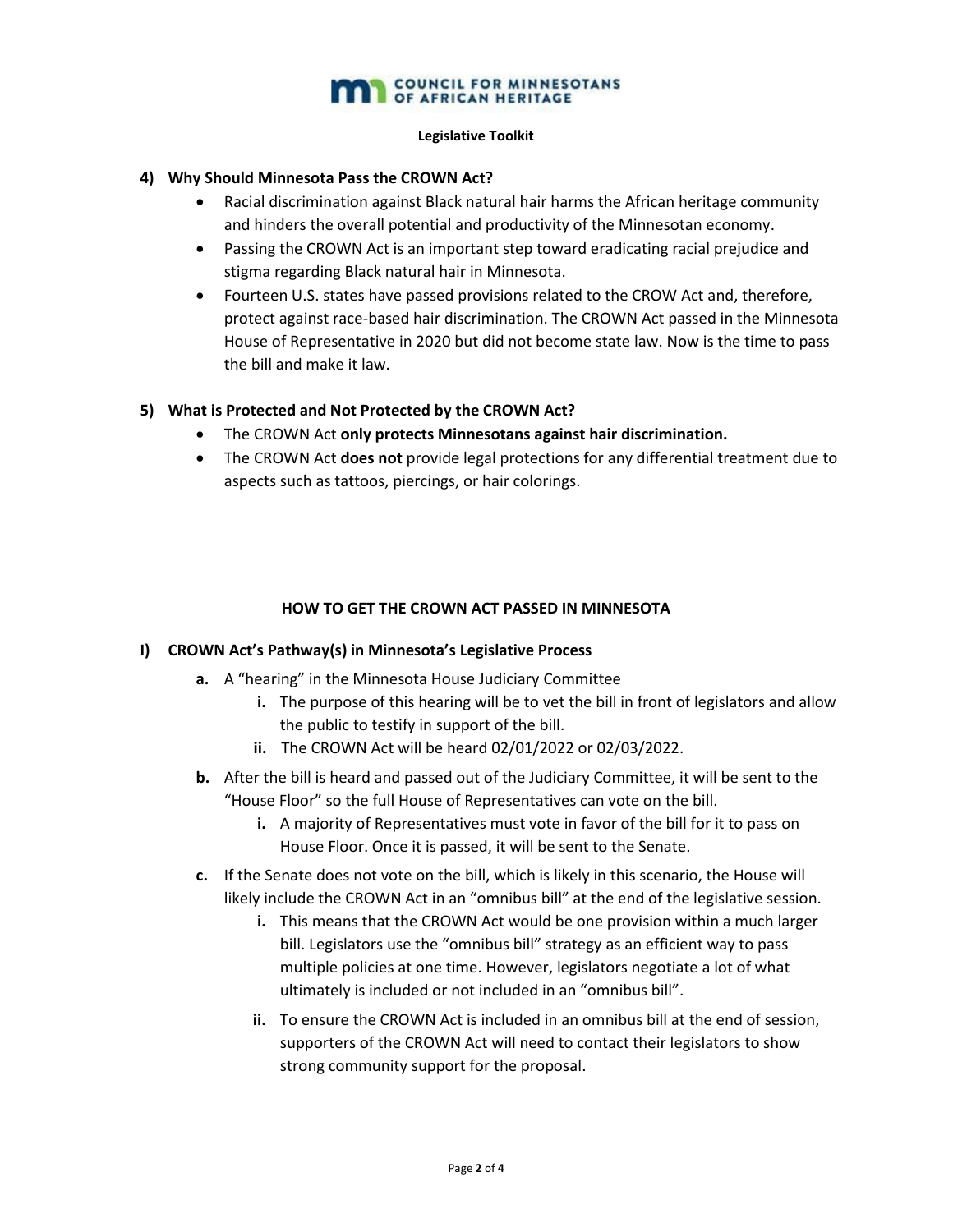**Legislative Toolkit**

## 4) Why Should Minnesota Pass the CROWN Act?

- Racial discrimination against Black natural hair harms the African heritage community and hinders the overall potential and productivity of the Minnesotan economy.
- Passing the CROWN Act is an important step toward eradicating racial prejudice and stigma regarding Black natural hair in Minnesota.
- Fourteen U.S. states have passed provisions related to the CROW Act and, therefore, protect against race-based hair discrimination. The CROWN Act passed in the Minnesota House of Representative in 2020 but did not become state law. Now is the time to pass the bill and make it law.

## 5) What is Protected and Not Protected by the CROWN Act?

- The CROWN Act **only protects Minnesotans against hair discrimination.**
- The CROWN Act **does not** provide legal protections for any differential treatment due to aspects such as tattoos, piercings, or hair colorings.

# HOW TO GET THE CROWN ACT PASSED IN MINNESOTA

## I) CROWN Act's Pathway(s) in Minnesota's Legislative Process

**a.** A "hearing" in the Minnesota House Judiciary Committee

- **i.** The purpose of this hearing will be to vet the bill in front of legislators and allow the public to testify in support of the bill.
- **ii.** The CROWN Act will be heard 02/01/2022 or 02/03/2022.

**b.** After the bill is heard and passed out of the Judiciary Committee, it will be sent to the "House Floor" so the full House of Representatives can vote on the bill.

- **i.** A majority of Representatives must vote in favor of the bill for it to pass on House Floor. Once it is passed, it will be sent to the Senate.

**c.** If the Senate does not vote on the bill, which is likely in this scenario, the House will likely include the CROWN Act in an "omnibus bill" at the end of the legislative session.

- **i.** This means that the CROWN Act would be one provision within a much larger bill. Legislators use the "omnibus bill" strategy as an efficient way to pass multiple policies at one time. However, legislators negotiate a lot of what ultimately is included or not included in an "omnibus bill".
- **ii.** To ensure the CROWN Act is included in an omnibus bill at the end of session, supporters of the CROWN Act will need to contact their legislators to show strong community support for the proposal.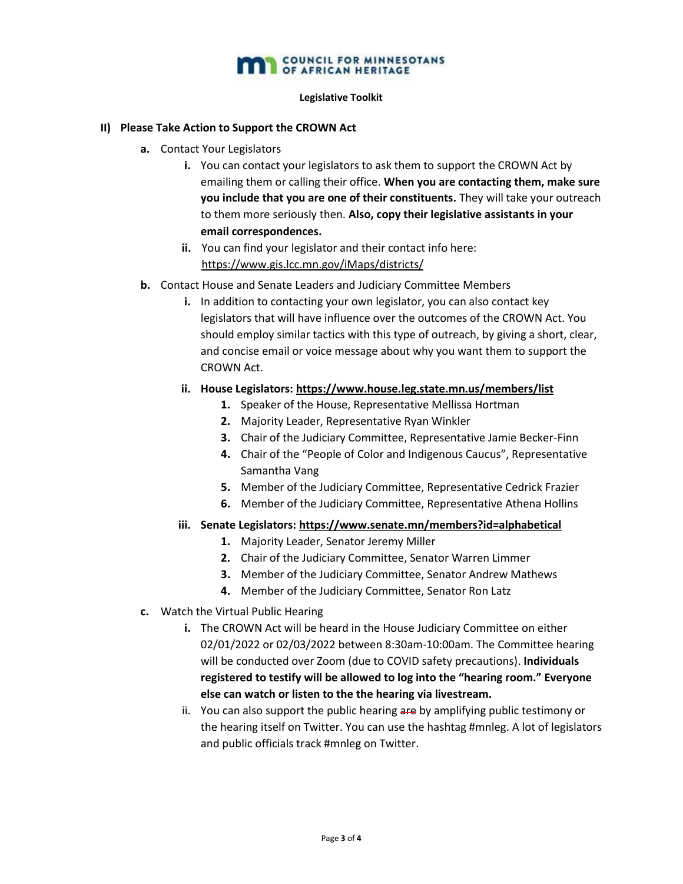COUNCIL FOR MINNESOTANS OF AFRICAN HERITAGE

**Legislative Toolkit**

## II) Please Take Action to Support the CROWN Act

**a.** Contact Your Legislators

- **i.** You can contact your legislators to ask them to support the CROWN Act by emailing them or calling their office. **When you are contacting them, make sure you include that you are one of their constituents.** They will take your outreach to them more seriously then. **Also, copy their legislative assistants in your email correspondences.**
- **ii.** You can find your legislator and their contact info here: https://www.gis.lcc.mn.gov/iMaps/districts/

**b.** Contact House and Senate Leaders and Judiciary Committee Members

- **i.** In addition to contacting your own legislator, you can also contact key legislators that will have influence over the outcomes of the CROWN Act. You should employ similar tactics with this type of outreach, by giving a short, clear, and concise email or voice message about why you want them to support the CROWN Act.
- **ii. House Legislators: https://www.house.leg.state.mn.us/members/list**
  1. Speaker of the House, Representative Mellissa Hortman
  2. Majority Leader, Representative Ryan Winkler
  3. Chair of the Judiciary Committee, Representative Jamie Becker-Finn
  4. Chair of the "People of Color and Indigenous Caucus", Representative Samantha Vang
  5. Member of the Judiciary Committee, Representative Cedrick Frazier
  6. Member of the Judiciary Committee, Representative Athena Hollins
- **iii. Senate Legislators: https://www.senate.mn/members?id=alphabetical**
  1. Majority Leader, Senator Jeremy Miller
  2. Chair of the Judiciary Committee, Senator Warren Limmer
  3. Member of the Judiciary Committee, Senator Andrew Mathews
  4. Member of the Judiciary Committee, Senator Ron Latz

**c.** Watch the Virtual Public Hearing

- **i.** The CROWN Act will be heard in the House Judiciary Committee on either 02/01/2022 or 02/03/2022 between 8:30am-10:00am. The Committee hearing will be conducted over Zoom (due to COVID safety precautions). **Individuals registered to testify will be allowed to log into the "hearing room." Everyone else can watch or listen to the the hearing via livestream.**
- ii. You can also support the public hearing ~~are~~ by amplifying public testimony or the hearing itself on Twitter. You can use the hashtag #mnleg. A lot of legislators and public officials track #mnleg on Twitter.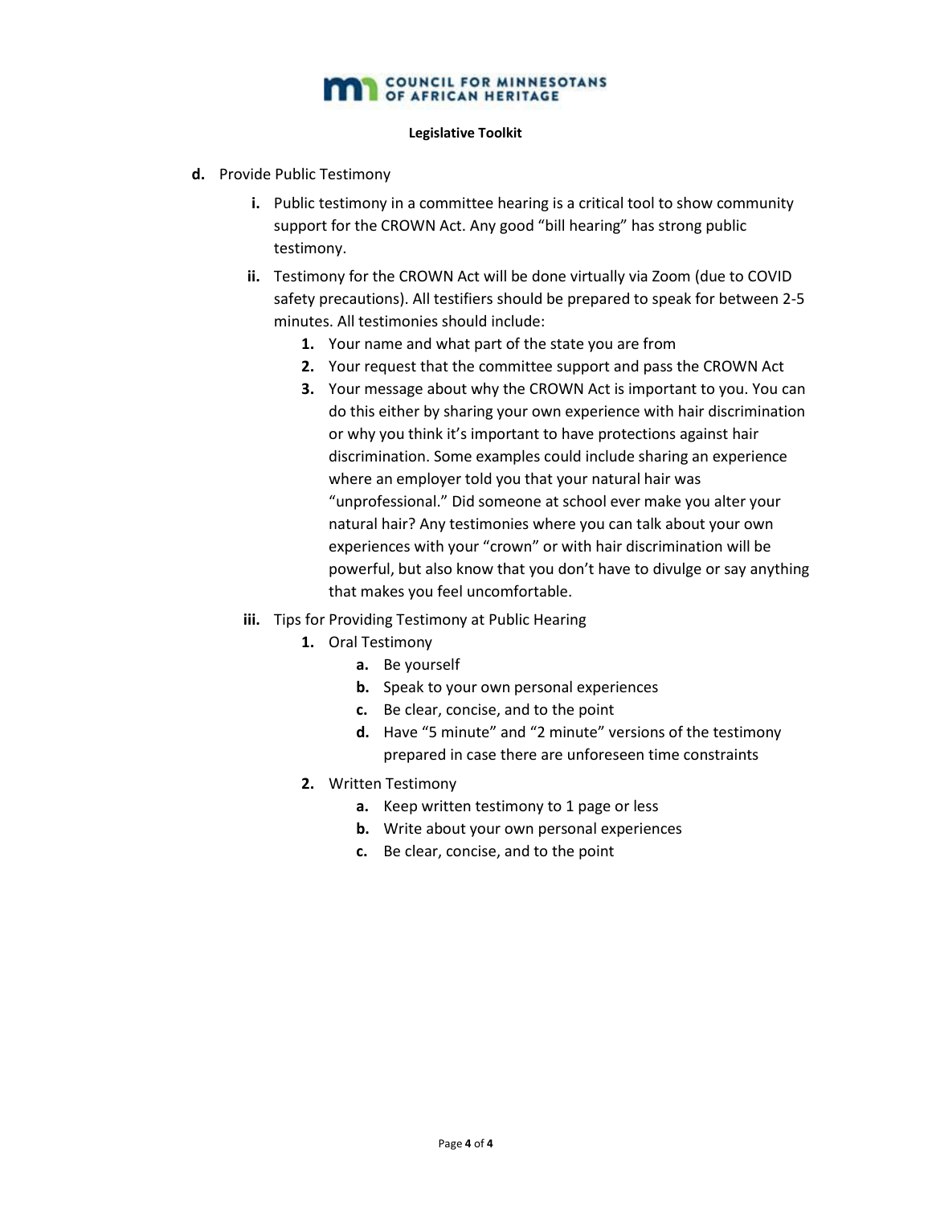d. Provide Public Testimony

   i. Public testimony in a committee hearing is a critical tool to show community support for the CROWN Act. Any good “bill hearing” has strong public testimony.

   ii. Testimony for the CROWN Act will be done virtually via Zoom (due to COVID safety precautions). All testifiers should be prepared to speak for between 2-5 minutes. All testimonies should include:

      1. Your name and what part of the state you are from
      2. Your request that the committee support and pass the CROWN Act
      3. Your message about why the CROWN Act is important to you. You can do this either by sharing your own experience with hair discrimination or why you think it’s important to have protections against hair discrimination. Some examples could include sharing an experience where an employer told you that your natural hair was “unprofessional.” Did someone at school ever make you alter your natural hair? Any testimonies where you can talk about your own experiences with your “crown” or with hair discrimination will be powerful, but also know that you don’t have to divulge or say anything that makes you feel uncomfortable.

   iii. Tips for Providing Testimony at Public Hearing

      1. Oral Testimony
         a. Be yourself
         b. Speak to your own personal experiences
         c. Be clear, concise, and to the point
         d. Have “5 minute” and “2 minute” versions of the testimony prepared in case there are unforeseen time constraints
      2. Written Testimony
         a. Keep written testimony to 1 page or less
         b. Write about your own personal experiences
         c. Be clear, concise, and to the point